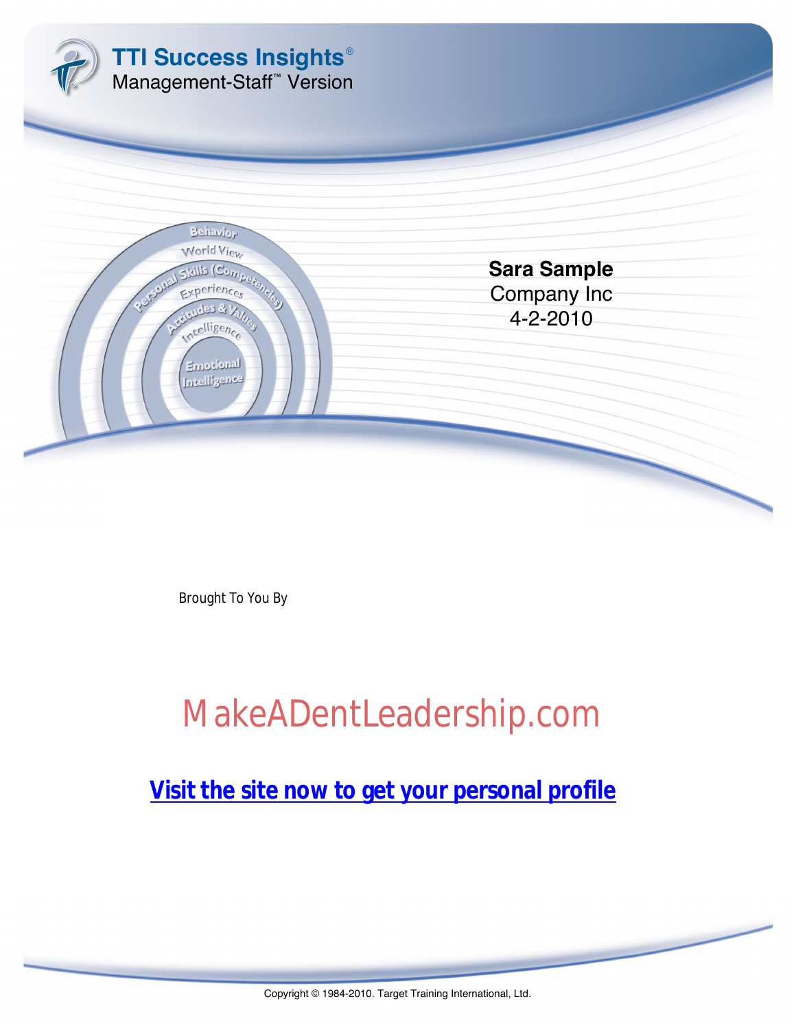# TTI Success Insights®

Management-Staff™ Version

**Sara Sample**
Company Inc
4-2-2010

Brought To You By

MakeADentLeadership.com

**Visit the site now to get your personal profile**

Copyright © 1984-2010. Target Training International, Ltd.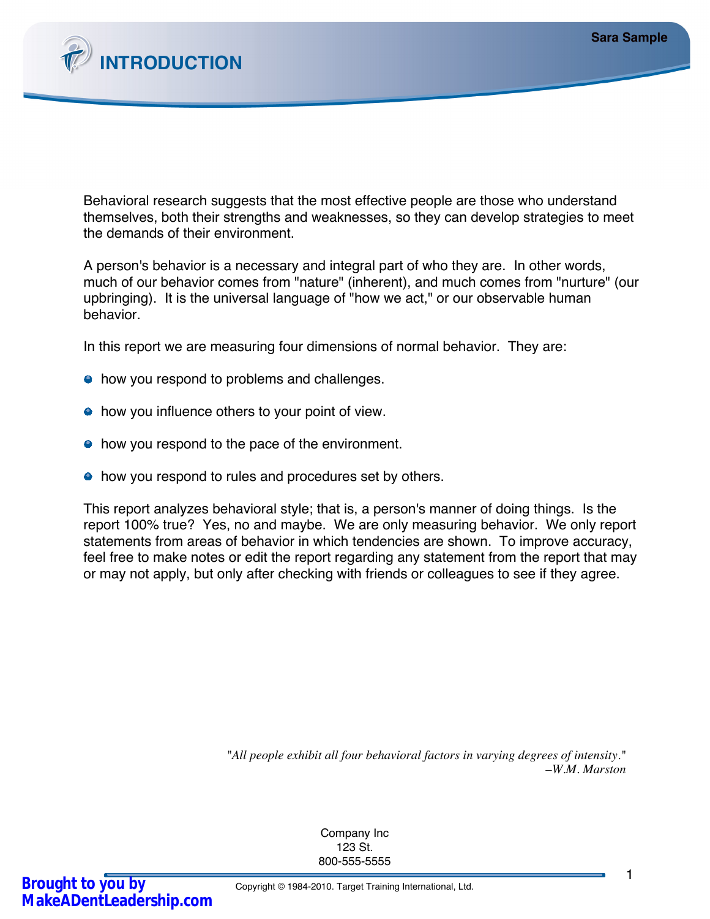# INTRODUCTION

Behavioral research suggests that the most effective people are those who understand themselves, both their strengths and weaknesses, so they can develop strategies to meet the demands of their environment.

A person's behavior is a necessary and integral part of who they are. In other words, much of our behavior comes from "nature" (inherent), and much comes from "nurture" (our upbringing). It is the universal language of "how we act," or our observable human behavior.

In this report we are measuring four dimensions of normal behavior. They are:

- how you respond to problems and challenges.
- how you influence others to your point of view.
- how you respond to the pace of the environment.
- how you respond to rules and procedures set by others.

This report analyzes behavioral style; that is, a person's manner of doing things. Is the report 100% true? Yes, no and maybe. We are only measuring behavior. We only report statements from areas of behavior in which tendencies are shown. To improve accuracy, feel free to make notes or edit the report regarding any statement from the report that may or may not apply, but only after checking with friends or colleagues to see if they agree.

*"All people exhibit all four behavioral factors in varying degrees of intensity."*
*–W.M. Marston*

Company Inc
123 St.
800-555-5555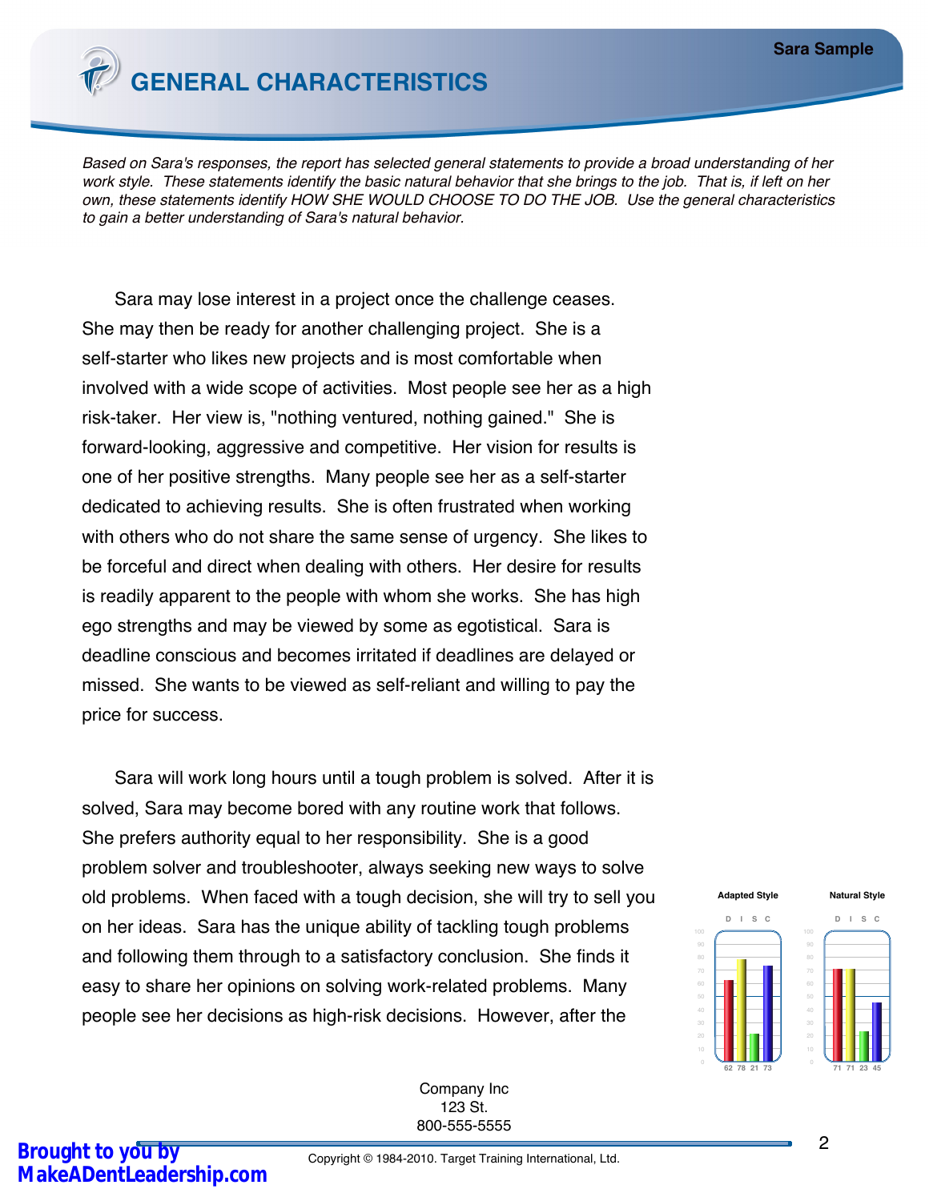# GENERAL CHARACTERISTICS

*Based on Sara's responses, the report has selected general statements to provide a broad understanding of her work style. These statements identify the basic natural behavior that she brings to the job. That is, if left on her own, these statements identify HOW SHE WOULD CHOOSE TO DO THE JOB. Use the general characteristics to gain a better understanding of Sara's natural behavior.*

Sara may lose interest in a project once the challenge ceases. She may then be ready for another challenging project. She is a self-starter who likes new projects and is most comfortable when involved with a wide scope of activities. Most people see her as a high risk-taker. Her view is, "nothing ventured, nothing gained." She is forward-looking, aggressive and competitive. Her vision for results is one of her positive strengths. Many people see her as a self-starter dedicated to achieving results. She is often frustrated when working with others who do not share the same sense of urgency. She likes to be forceful and direct when dealing with others. Her desire for results is readily apparent to the people with whom she works. She has high ego strengths and may be viewed by some as egotistical. Sara is deadline conscious and becomes irritated if deadlines are delayed or missed. She wants to be viewed as self-reliant and willing to pay the price for success.

Sara will work long hours until a tough problem is solved. After it is solved, Sara may become bored with any routine work that follows. She prefers authority equal to her responsibility. She is a good problem solver and troubleshooter, always seeking new ways to solve old problems. When faced with a tough decision, she will try to sell you on her ideas. Sara has the unique ability of tackling tough problems and following them through to a satisfactory conclusion. She finds it easy to share her opinions on solving work-related problems. Many people see her decisions as high-risk decisions. However, after the

| | D | I | S | C |
|---|---|---|---|---|
| Adapted Style | 62 | 78 | 21 | 73 |
| Natural Style | 71 | 71 | 23 | 45 |

Company Inc
123 St.
800-555-5555

Copyright © 1984-2010. Target Training International, Ltd.

Brought to you by MakeADentLeadership.com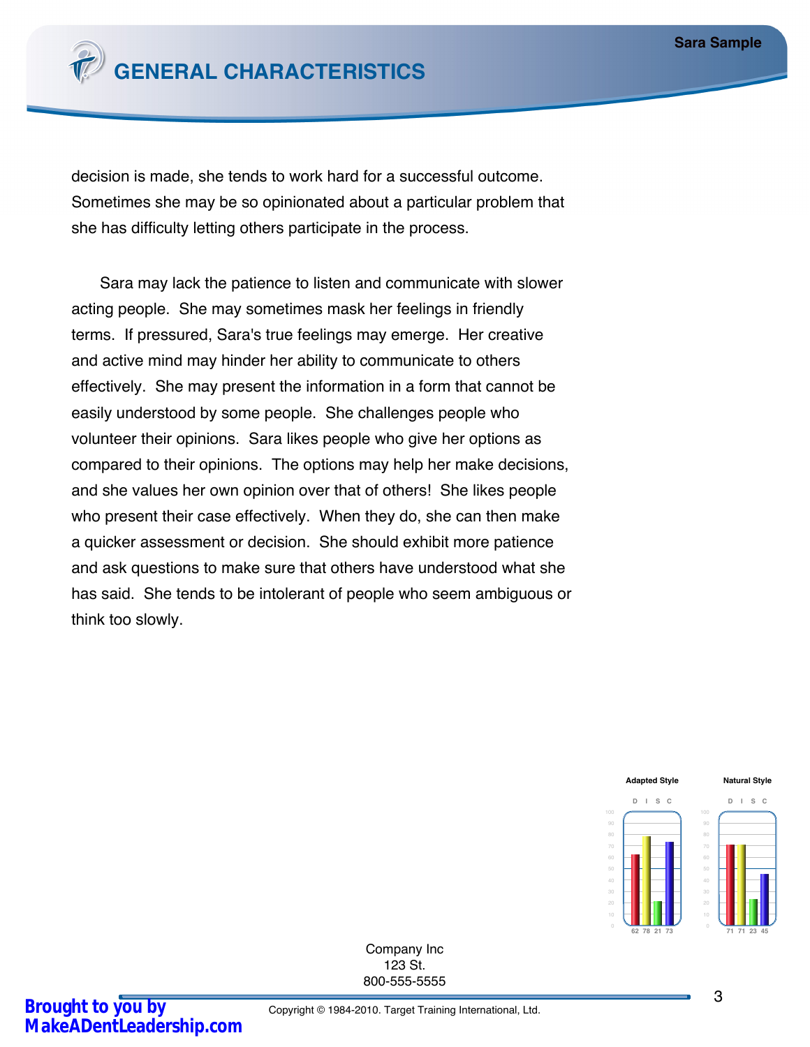# GENERAL CHARACTERISTICS

decision is made, she tends to work hard for a successful outcome. Sometimes she may be so opinionated about a particular problem that she has difficulty letting others participate in the process.

Sara may lack the patience to listen and communicate with slower acting people. She may sometimes mask her feelings in friendly terms. If pressured, Sara's true feelings may emerge. Her creative and active mind may hinder her ability to communicate to others effectively. She may present the information in a form that cannot be easily understood by some people. She challenges people who volunteer their opinions. Sara likes people who give her options as compared to their opinions. The options may help her make decisions, and she values her own opinion over that of others! She likes people who present their case effectively. When they do, she can then make a quicker assessment or decision. She should exhibit more patience and ask questions to make sure that others have understood what she has said. She tends to be intolerant of people who seem ambiguous or think too slowly.

| | D | I | S | C |
|---|---|---|---|---|
| Adapted Style | 62 | 78 | 21 | 73 |
| Natural Style | 71 | 71 | 23 | 45 |

Company Inc
123 St.
800-555-5555

Copyright © 1984-2010. Target Training International, Ltd.

Brought to you by MakeADentLeadership.com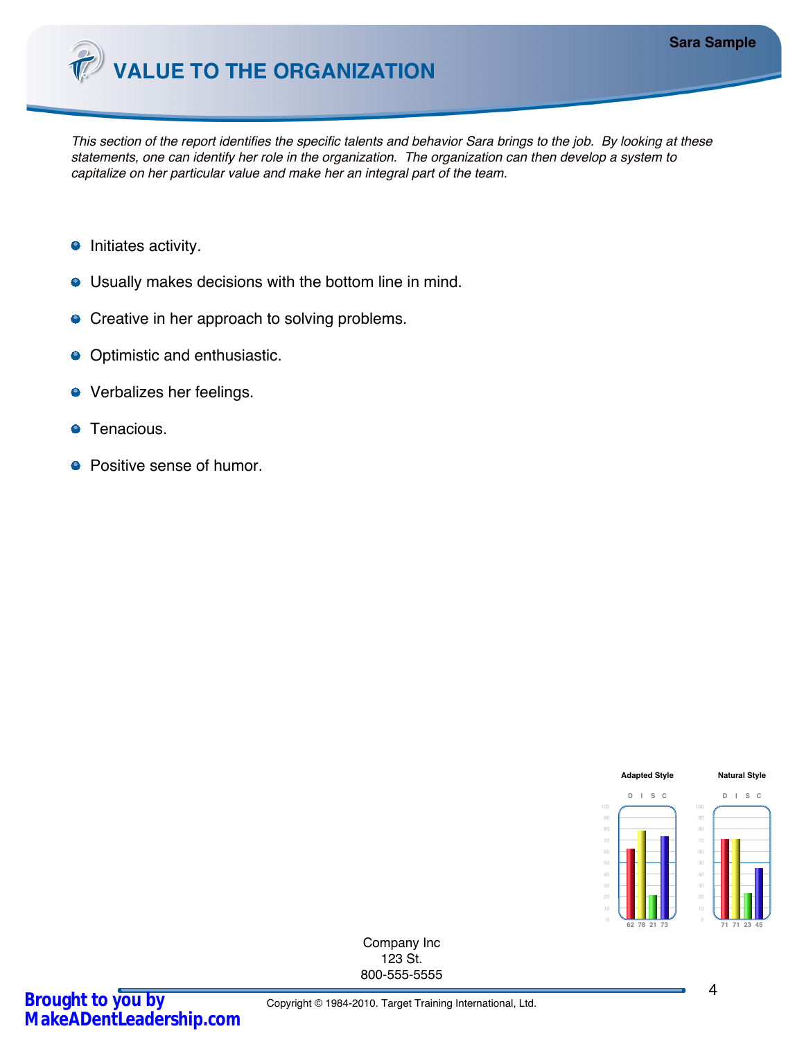# VALUE TO THE ORGANIZATION

*This section of the report identifies the specific talents and behavior Sara brings to the job. By looking at these statements, one can identify her role in the organization. The organization can then develop a system to capitalize on her particular value and make her an integral part of the team.*

- Initiates activity.
- Usually makes decisions with the bottom line in mind.
- Creative in her approach to solving problems.
- Optimistic and enthusiastic.
- Verbalizes her feelings.
- Tenacious.
- Positive sense of humor.

| | D | I | S | C |
|---|---|---|---|---|
| Adapted Style | 62 | 78 | 21 | 73 |
| Natural Style | 71 | 71 | 23 | 45 |

Company Inc
123 St.
800-555-5555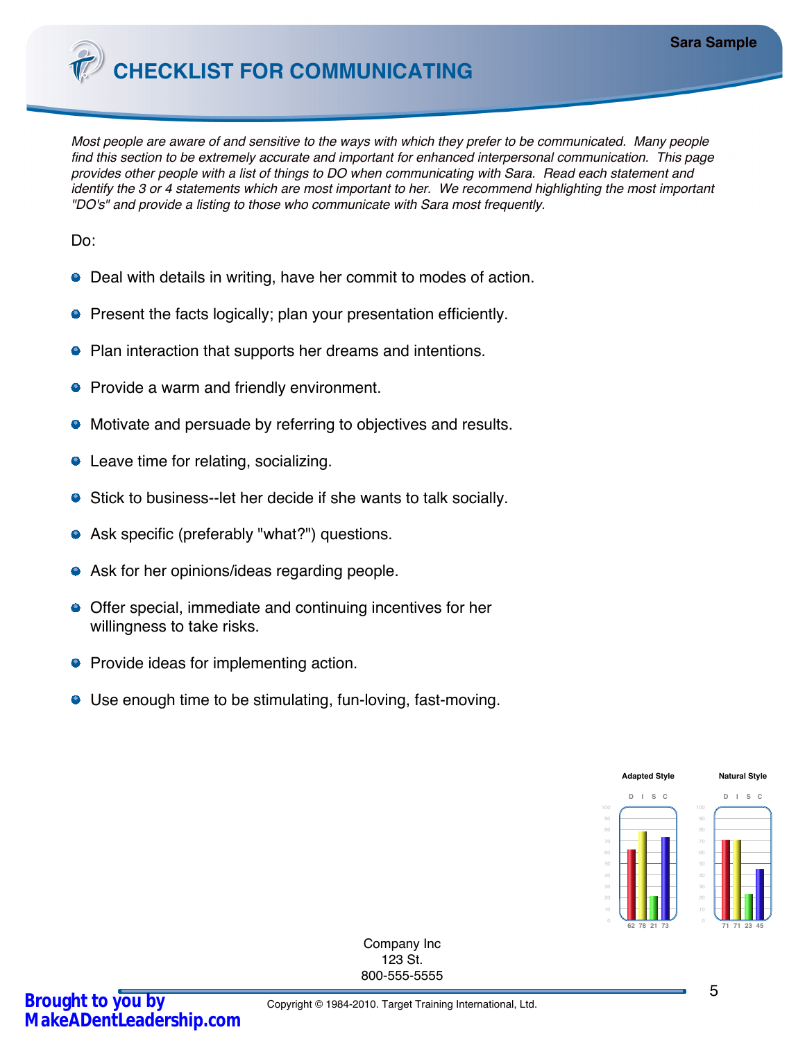# CHECKLIST FOR COMMUNICATING

Sara Sample

*Most people are aware of and sensitive to the ways with which they prefer to be communicated. Many people find this section to be extremely accurate and important for enhanced interpersonal communication. This page provides other people with a list of things to DO when communicating with Sara. Read each statement and identify the 3 or 4 statements which are most important to her. We recommend highlighting the most important "DO's" and provide a listing to those who communicate with Sara most frequently.*

Do:

- Deal with details in writing, have her commit to modes of action.
- Present the facts logically; plan your presentation efficiently.
- Plan interaction that supports her dreams and intentions.
- Provide a warm and friendly environment.
- Motivate and persuade by referring to objectives and results.
- Leave time for relating, socializing.
- Stick to business--let her decide if she wants to talk socially.
- Ask specific (preferably "what?") questions.
- Ask for her opinions/ideas regarding people.
- Offer special, immediate and continuing incentives for her willingness to take risks.
- Provide ideas for implementing action.
- Use enough time to be stimulating, fun-loving, fast-moving.

| | D | I | S | C |
|---|---|---|---|---|
| Adapted Style | 62 | 78 | 21 | 73 |
| Natural Style | 71 | 71 | 23 | 45 |

Company Inc
123 St.
800-555-5555

Copyright © 1984-2010. Target Training International, Ltd.

Brought to you by MakeADentLeadership.com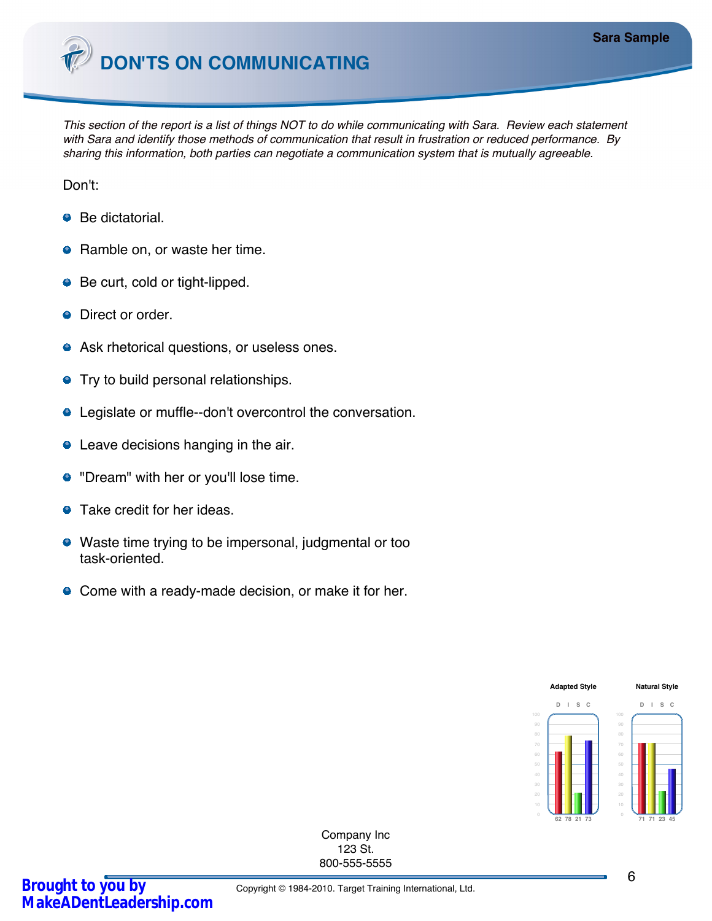# DON'TS ON COMMUNICATING

*This section of the report is a list of things NOT to do while communicating with Sara. Review each statement with Sara and identify those methods of communication that result in frustration or reduced performance. By sharing this information, both parties can negotiate a communication system that is mutually agreeable.*

Don't:

- Be dictatorial.
- Ramble on, or waste her time.
- Be curt, cold or tight-lipped.
- Direct or order.
- Ask rhetorical questions, or useless ones.
- Try to build personal relationships.
- Legislate or muffle--don't overcontrol the conversation.
- Leave decisions hanging in the air.
- "Dream" with her or you'll lose time.
- Take credit for her ideas.
- Waste time trying to be impersonal, judgmental or too task-oriented.
- Come with a ready-made decision, or make it for her.

| | D | I | S | C |
|---|---|---|---|---|
| Adapted Style | 62 | 78 | 21 | 73 |
| Natural Style | 71 | 71 | 23 | 45 |

Company Inc
123 St.
800-555-5555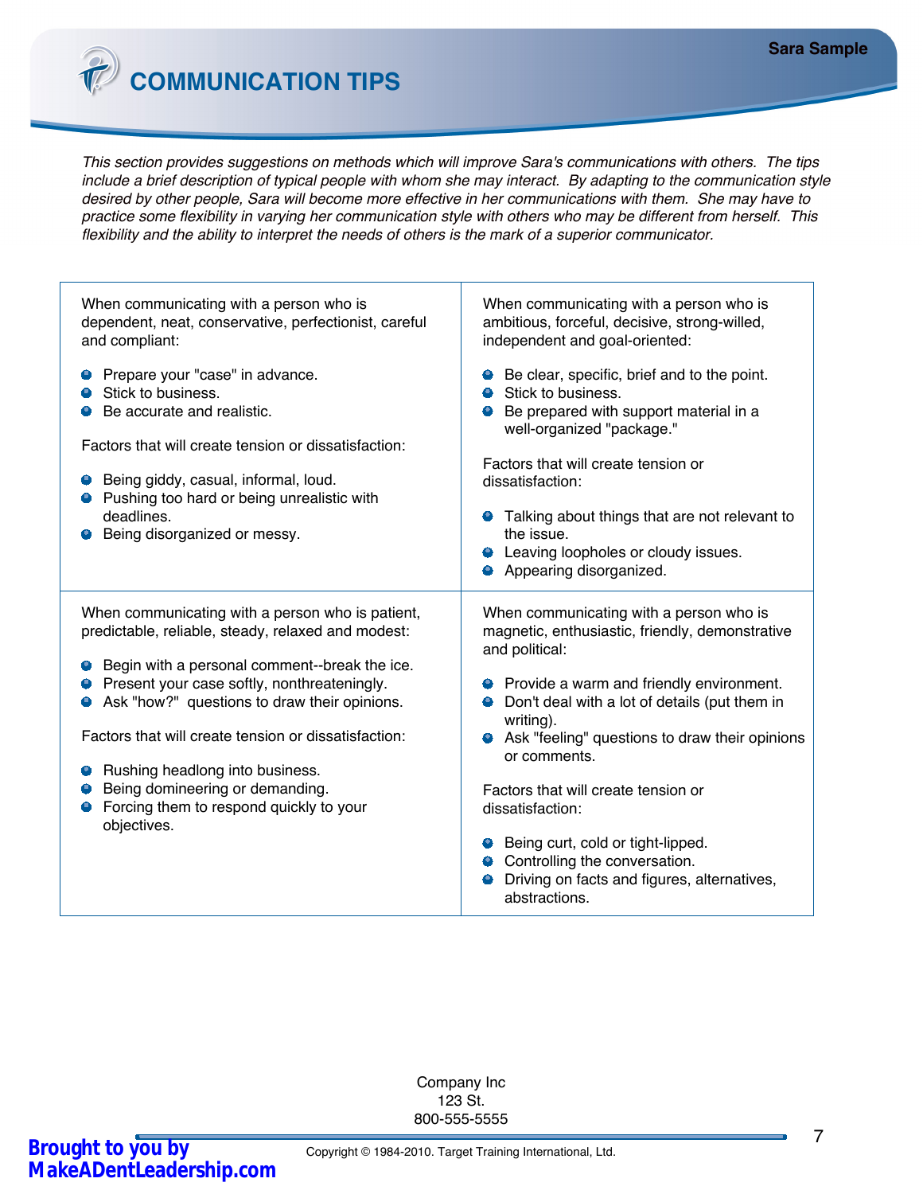# COMMUNICATION TIPS

*This section provides suggestions on methods which will improve Sara's communications with others. The tips include a brief description of typical people with whom she may interact. By adapting to the communication style desired by other people, Sara will become more effective in her communications with them. She may have to practice some flexibility in varying her communication style with others who may be different from herself. This flexibility and the ability to interpret the needs of others is the mark of a superior communicator.*

When communicating with a person who is dependent, neat, conservative, perfectionist, careful and compliant:

- Prepare your "case" in advance.
- Stick to business.
- Be accurate and realistic.

Factors that will create tension or dissatisfaction:

- Being giddy, casual, informal, loud.
- Pushing too hard or being unrealistic with deadlines.
- Being disorganized or messy.

When communicating with a person who is ambitious, forceful, decisive, strong-willed, independent and goal-oriented:

- Be clear, specific, brief and to the point.
- Stick to business.
- Be prepared with support material in a well-organized "package."

Factors that will create tension or dissatisfaction:

- Talking about things that are not relevant to the issue.
- Leaving loopholes or cloudy issues.
- Appearing disorganized.

When communicating with a person who is patient, predictable, reliable, steady, relaxed and modest:

- Begin with a personal comment--break the ice.
- Present your case softly, nonthreateningly.
- Ask "how?" questions to draw their opinions.

Factors that will create tension or dissatisfaction:

- Rushing headlong into business.
- Being domineering or demanding.
- Forcing them to respond quickly to your objectives.

When communicating with a person who is magnetic, enthusiastic, friendly, demonstrative and political:

- Provide a warm and friendly environment.
- Don't deal with a lot of details (put them in writing).
- Ask "feeling" questions to draw their opinions or comments.

Factors that will create tension or dissatisfaction:

- Being curt, cold or tight-lipped.
- Controlling the conversation.
- Driving on facts and figures, alternatives, abstractions.

Company Inc
123 St.
800-555-5555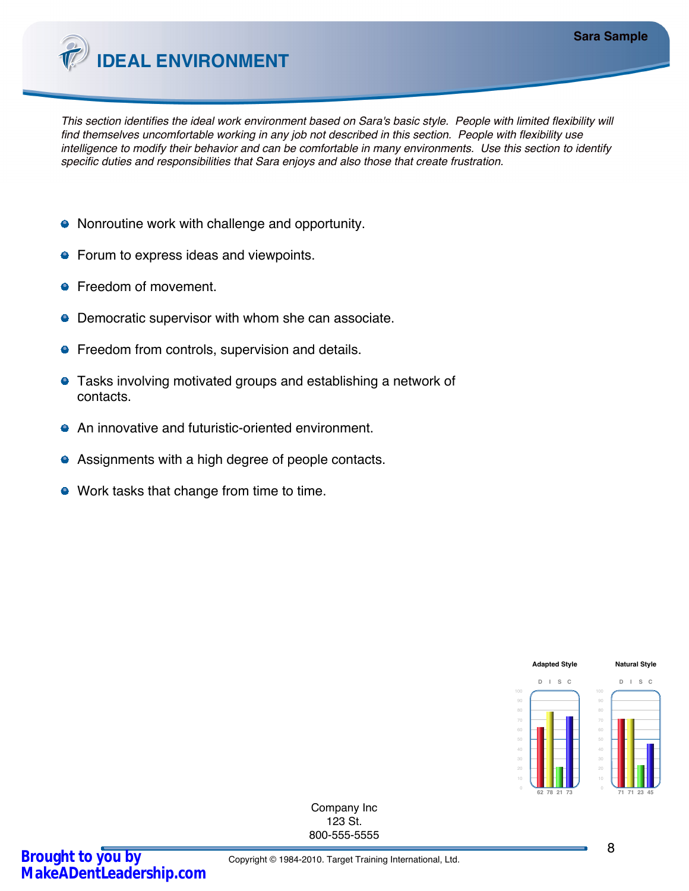# IDEAL ENVIRONMENT

*This section identifies the ideal work environment based on Sara's basic style. People with limited flexibility will find themselves uncomfortable working in any job not described in this section. People with flexibility use intelligence to modify their behavior and can be comfortable in many environments. Use this section to identify specific duties and responsibilities that Sara enjoys and also those that create frustration.*

- Nonroutine work with challenge and opportunity.
- Forum to express ideas and viewpoints.
- Freedom of movement.
- Democratic supervisor with whom she can associate.
- Freedom from controls, supervision and details.
- Tasks involving motivated groups and establishing a network of contacts.
- An innovative and futuristic-oriented environment.
- Assignments with a high degree of people contacts.
- Work tasks that change from time to time.

| | D | I | S | C |
|---|---|---|---|---|
| Adapted Style | 62 | 78 | 21 | 73 |
| Natural Style | 71 | 71 | 23 | 45 |

Company Inc
123 St.
800-555-5555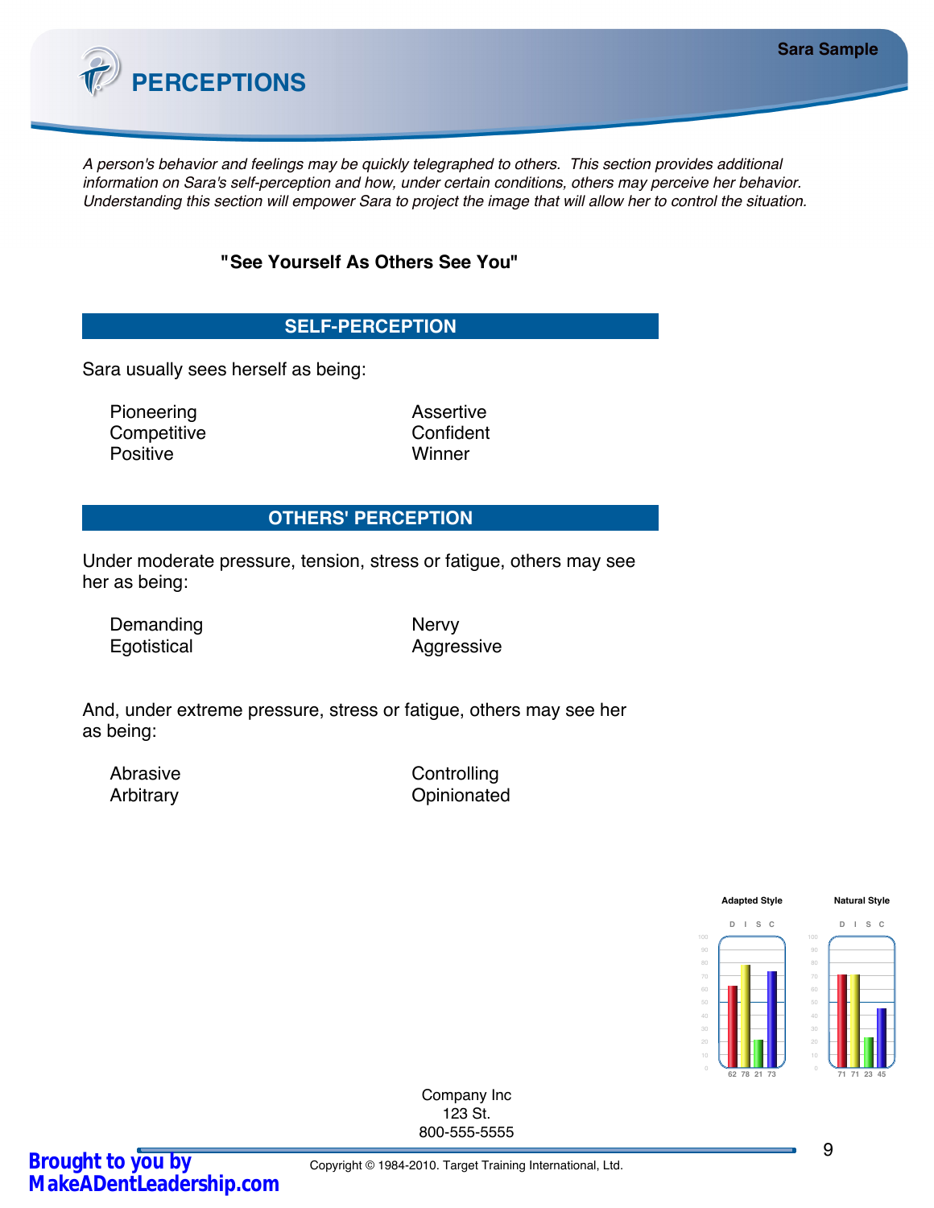# PERCEPTIONS

*A person's behavior and feelings may be quickly telegraphed to others. This section provides additional information on Sara's self-perception and how, under certain conditions, others may perceive her behavior. Understanding this section will empower Sara to project the image that will allow her to control the situation.*

**"See Yourself As Others See You"**

## SELF-PERCEPTION

Sara usually sees herself as being:

| | |
|---|---|
| Pioneering | Assertive |
| Competitive | Confident |
| Positive | Winner |

## OTHERS' PERCEPTION

Under moderate pressure, tension, stress or fatigue, others may see her as being:

| | |
|---|---|
| Demanding | Nervy |
| Egotistical | Aggressive |

And, under extreme pressure, stress or fatigue, others may see her as being:

| | |
|---|---|
| Abrasive | Controlling |
| Arbitrary | Opinionated |

| | D | I | S | C |
|---|---|---|---|---|
| Adapted Style | 62 | 78 | 21 | 73 |
| Natural Style | 71 | 71 | 23 | 45 |

Company Inc
123 St.
800-555-5555

Copyright © 1984-2010. Target Training International, Ltd.

Brought to you by MakeADentLeadership.com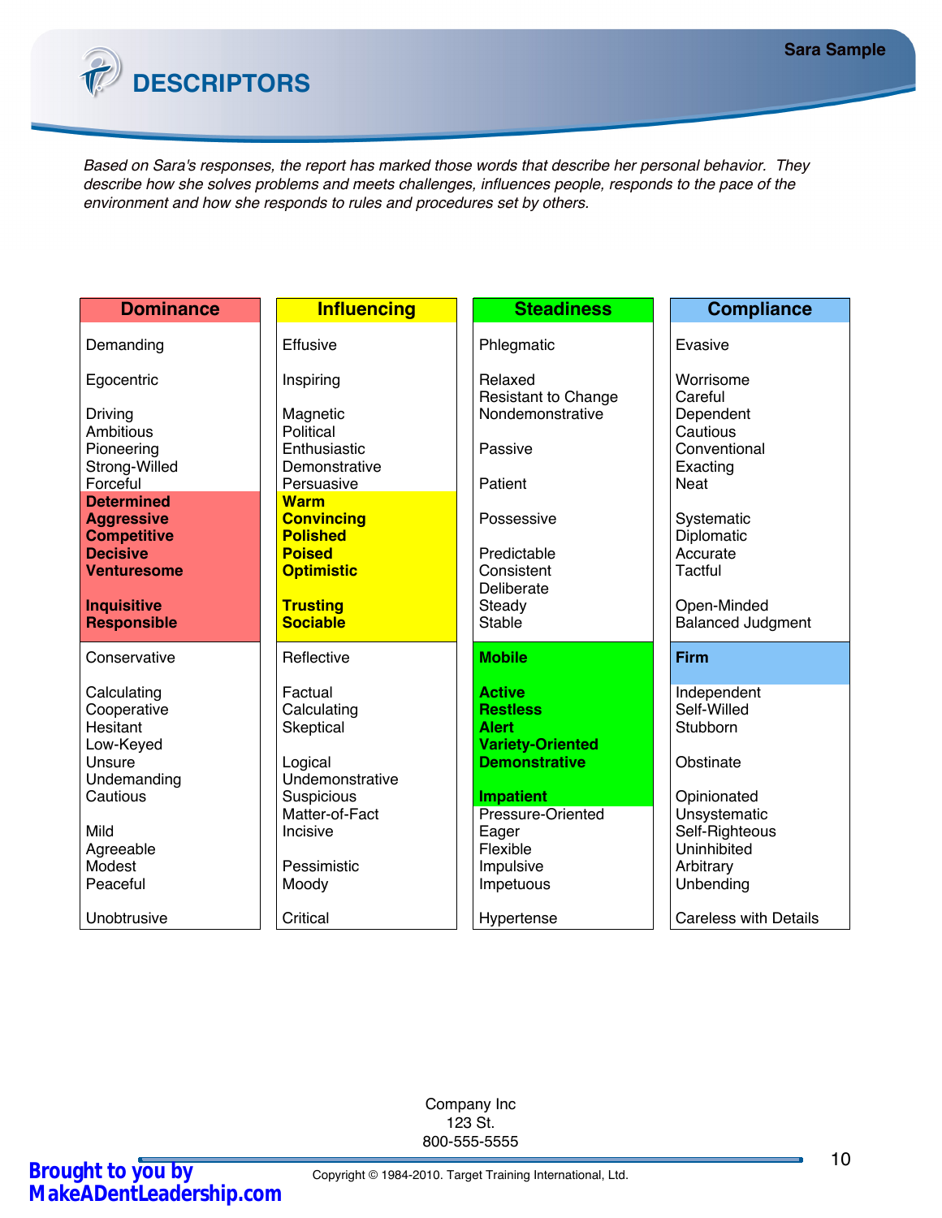# DESCRIPTORS

*Based on Sara's responses, the report has marked those words that describe her personal behavior. They describe how she solves problems and meets challenges, influences people, responds to the pace of the environment and how she responds to rules and procedures set by others.*

| Dominance | Influencing | Steadiness | Compliance |
|---|---|---|---|
| Demanding | Effusive | Phlegmatic | Evasive |
| Egocentric | Inspiring | Relaxed | Worrisome |
| | | Resistant to Change | Careful |
| | | Nondemonstrative | Dependent |
| Driving | Magnetic | | Cautious |
| Ambitious | Political | Passive | Conventional |
| Pioneering | Enthusiastic | | Exacting |
| Strong-Willed | Demonstrative | | Neat |
| Forceful | Persuasive | Patient | |
| **Determined** | **Warm** | | |
| **Aggressive** | **Convincing** | Possessive | Systematic |
| **Competitive** | **Polished** | | Diplomatic |
| **Decisive** | **Poised** | Predictable | Accurate |
| **Venturesome** | **Optimistic** | Consistent | Tactful |
| | | Deliberate | |
| **Inquisitive** | **Trusting** | Steady | Open-Minded |
| **Responsible** | **Sociable** | Stable | Balanced Judgment |
| Conservative | Reflective | **Mobile** | **Firm** |
| Calculating | Factual | **Active** | Independent |
| Cooperative | Calculating | **Restless** | Self-Willed |
| Hesitant | Skeptical | **Alert** | Stubborn |
| Low-Keyed | | **Variety-Oriented** | |
| Unsure | Logical | **Demonstrative** | Obstinate |
| Undemanding | Undemonstrative | | |
| Cautious | Suspicious | **Impatient** | Opinionated |
| | Matter-of-Fact | Pressure-Oriented | Unsystematic |
| Mild | Incisive | Eager | Self-Righteous |
| Agreeable | | Flexible | Uninhibited |
| Modest | Pessimistic | Impulsive | Arbitrary |
| Peaceful | Moody | Impetuous | Unbending |
| Unobtrusive | Critical | Hypertense | Careless with Details |

Company Inc
123 St.
800-555-5555

Brought to you by MakeADentLeadership.com

Copyright © 1984-2010. Target Training International, Ltd.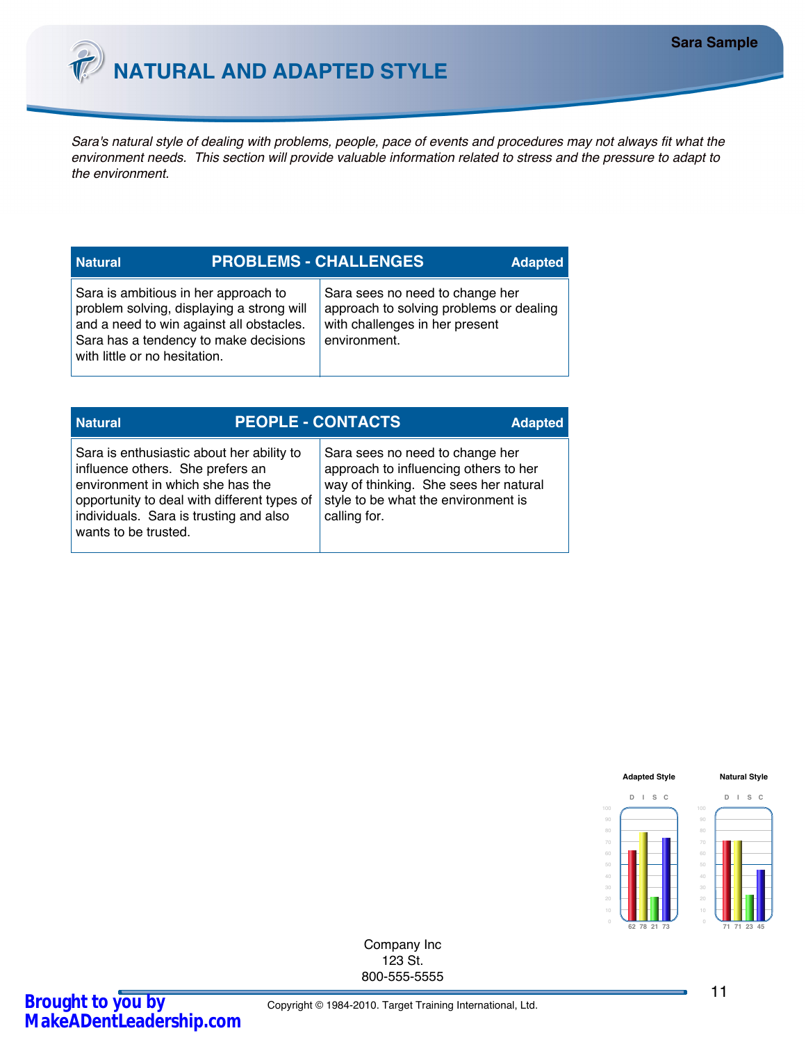# NATURAL AND ADAPTED STYLE

*Sara's natural style of dealing with problems, people, pace of events and procedures may not always fit what the environment needs. This section will provide valuable information related to stress and the pressure to adapt to the environment.*

| Natural | PROBLEMS - CHALLENGES | Adapted |
|---|---|---|
| Sara is ambitious in her approach to problem solving, displaying a strong will and a need to win against all obstacles. Sara has a tendency to make decisions with little or no hesitation. | | Sara sees no need to change her approach to solving problems or dealing with challenges in her present environment. |

| Natural | PEOPLE - CONTACTS | Adapted |
|---|---|---|
| Sara is enthusiastic about her ability to influence others. She prefers an environment in which she has the opportunity to deal with different types of individuals. Sara is trusting and also wants to be trusted. | | Sara sees no need to change her approach to influencing others to her way of thinking. She sees her natural style to be what the environment is calling for. |

**Adapted Style**

| D | I | S | C |
|---|---|---|---|
| 62 | 78 | 21 | 73 |

**Natural Style**

| D | I | S | C |
|---|---|---|---|
| 71 | 71 | 23 | 45 |

Company Inc
123 St.
800-555-5555

Brought to you by MakeADentLeadership.com

Copyright © 1984-2010. Target Training International, Ltd.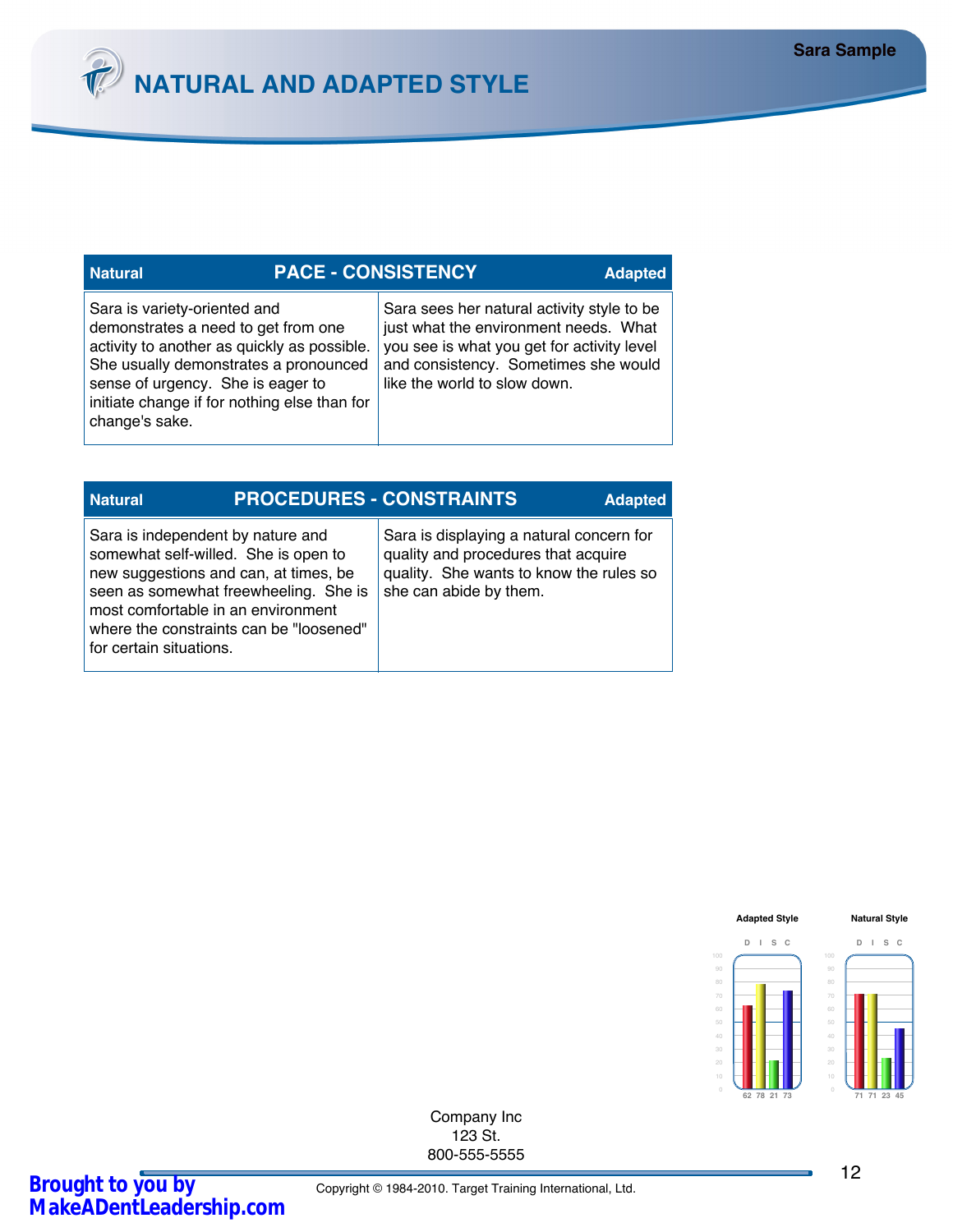# NATURAL AND ADAPTED STYLE

| Natural | PACE - CONSISTENCY | Adapted |
|---|---|---|
| Sara is variety-oriented and demonstrates a need to get from one activity to another as quickly as possible. She usually demonstrates a pronounced sense of urgency. She is eager to initiate change if for nothing else than for change's sake. | | Sara sees her natural activity style to be just what the environment needs. What you see is what you get for activity level and consistency. Sometimes she would like the world to slow down. |

| Natural | PROCEDURES - CONSTRAINTS | Adapted |
|---|---|---|
| Sara is independent by nature and somewhat self-willed. She is open to new suggestions and can, at times, be seen as somewhat freewheeling. She is most comfortable in an environment where the constraints can be "loosened" for certain situations. | | Sara is displaying a natural concern for quality and procedures that acquire quality. She wants to know the rules so she can abide by them. |

| | Adapted Style | Natural Style |
|---|---|---|
| D | 62 | 71 |
| I | 78 | 71 |
| S | 21 | 23 |
| C | 73 | 45 |

Company Inc
123 St.
800-555-5555

Copyright © 1984-2010. Target Training International, Ltd.

Brought to you by MakeADentLeadership.com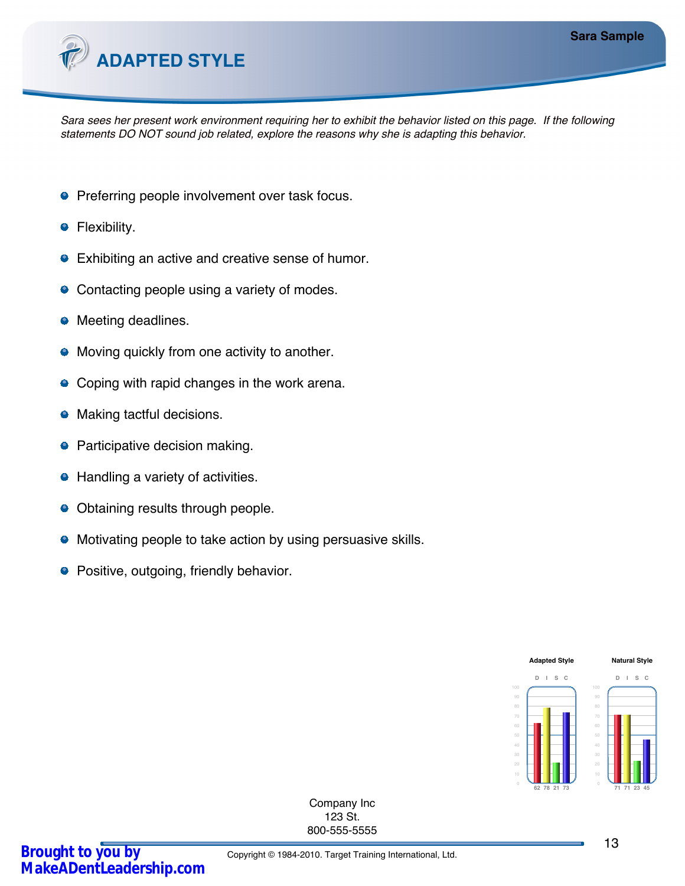# ADAPTED STYLE

*Sara sees her present work environment requiring her to exhibit the behavior listed on this page. If the following statements DO NOT sound job related, explore the reasons why she is adapting this behavior.*

- Preferring people involvement over task focus.
- Flexibility.
- Exhibiting an active and creative sense of humor.
- Contacting people using a variety of modes.
- Meeting deadlines.
- Moving quickly from one activity to another.
- Coping with rapid changes in the work arena.
- Making tactful decisions.
- Participative decision making.
- Handling a variety of activities.
- Obtaining results through people.
- Motivating people to take action by using persuasive skills.
- Positive, outgoing, friendly behavior.

| | D | I | S | C |
|---|---|---|---|---|
| Adapted Style | 62 | 78 | 21 | 73 |
| Natural Style | 71 | 71 | 23 | 45 |

Company Inc
123 St.
800-555-5555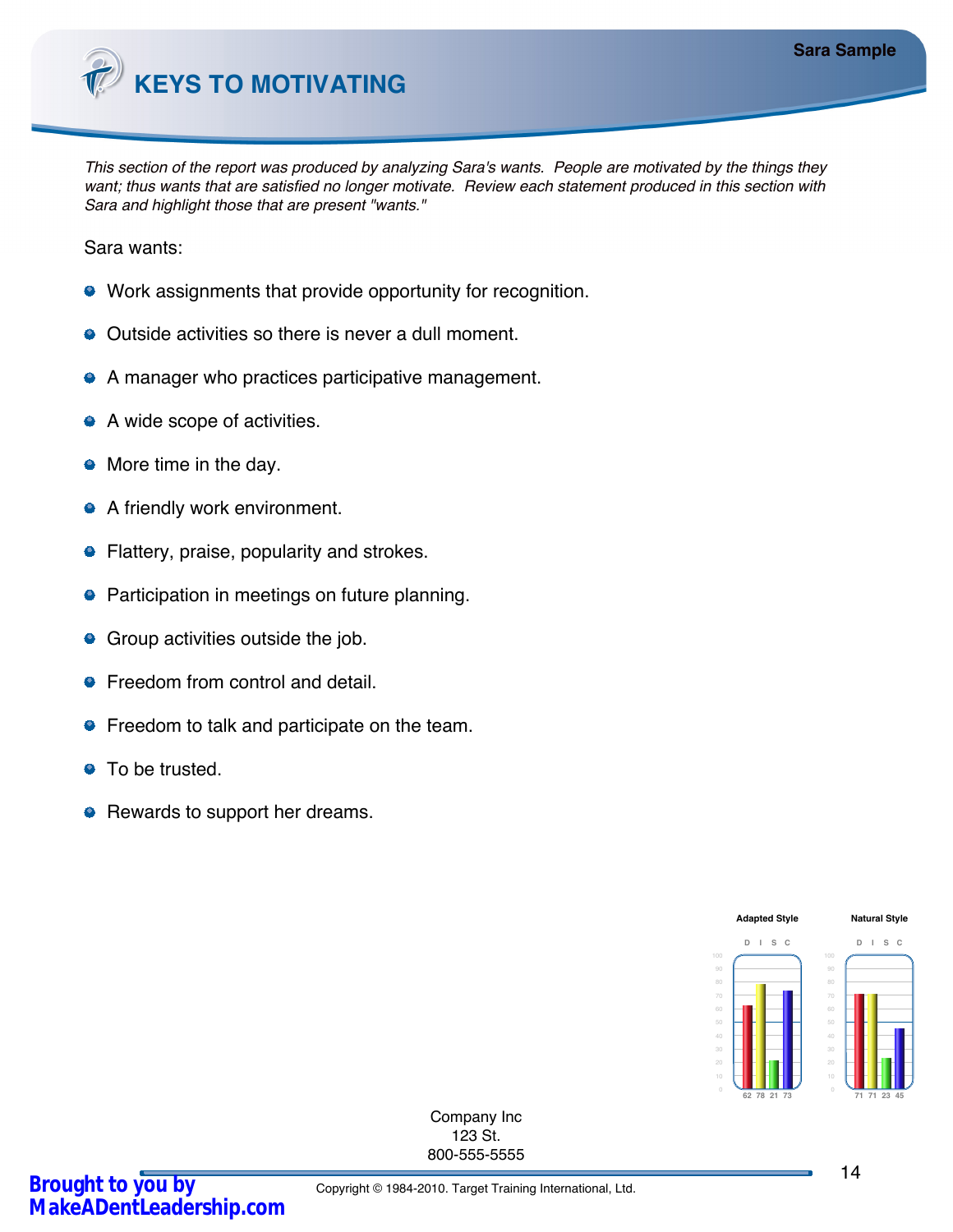# KEYS TO MOTIVATING

*This section of the report was produced by analyzing Sara's wants. People are motivated by the things they want; thus wants that are satisfied no longer motivate. Review each statement produced in this section with Sara and highlight those that are present "wants."*

Sara wants:

- Work assignments that provide opportunity for recognition.
- Outside activities so there is never a dull moment.
- A manager who practices participative management.
- A wide scope of activities.
- More time in the day.
- A friendly work environment.
- Flattery, praise, popularity and strokes.
- Participation in meetings on future planning.
- Group activities outside the job.
- Freedom from control and detail.
- Freedom to talk and participate on the team.
- To be trusted.
- Rewards to support her dreams.

| | D | I | S | C |
|---|---|---|---|---|
| Adapted Style | 62 | 78 | 21 | 73 |
| Natural Style | 71 | 71 | 23 | 45 |

Company Inc
123 St.
800-555-5555

Copyright © 1984-2010. Target Training International, Ltd.

**Brought to you by MakeADentLeadership.com**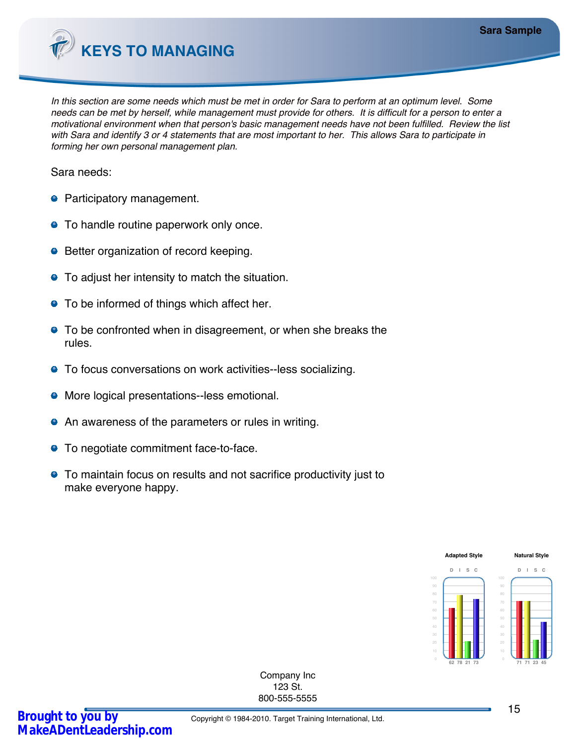# KEYS TO MANAGING

*In this section are some needs which must be met in order for Sara to perform at an optimum level. Some needs can be met by herself, while management must provide for others. It is difficult for a person to enter a motivational environment when that person's basic management needs have not been fulfilled. Review the list with Sara and identify 3 or 4 statements that are most important to her. This allows Sara to participate in forming her own personal management plan.*

Sara needs:

- Participatory management.
- To handle routine paperwork only once.
- Better organization of record keeping.
- To adjust her intensity to match the situation.
- To be informed of things which affect her.
- To be confronted when in disagreement, or when she breaks the rules.
- To focus conversations on work activities--less socializing.
- More logical presentations--less emotional.
- An awareness of the parameters or rules in writing.
- To negotiate commitment face-to-face.
- To maintain focus on results and not sacrifice productivity just to make everyone happy.

| | D | I | S | C |
|---|---|---|---|---|
| Adapted Style | 62 | 78 | 21 | 73 |
| Natural Style | 71 | 71 | 23 | 45 |

Company Inc
123 St.
800-555-5555

Copyright © 1984-2010. Target Training International, Ltd.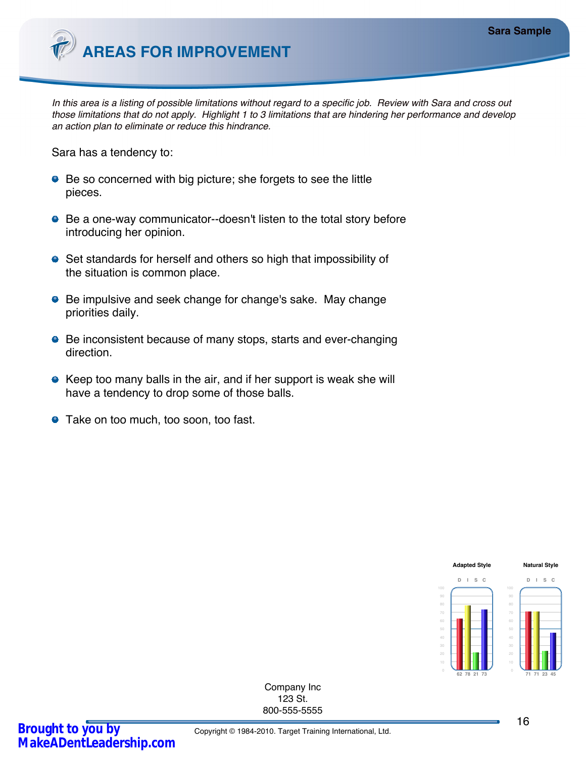# AREAS FOR IMPROVEMENT

*In this area is a listing of possible limitations without regard to a specific job. Review with Sara and cross out those limitations that do not apply. Highlight 1 to 3 limitations that are hindering her performance and develop an action plan to eliminate or reduce this hindrance.*

Sara has a tendency to:

- Be so concerned with big picture; she forgets to see the little pieces.
- Be a one-way communicator--doesn't listen to the total story before introducing her opinion.
- Set standards for herself and others so high that impossibility of the situation is common place.
- Be impulsive and seek change for change's sake. May change priorities daily.
- Be inconsistent because of many stops, starts and ever-changing direction.
- Keep too many balls in the air, and if her support is weak she will have a tendency to drop some of those balls.
- Take on too much, too soon, too fast.

| | D | I | S | C |
|---|---|---|---|---|
| Adapted Style | 62 | 78 | 21 | 73 |
| Natural Style | 71 | 71 | 23 | 45 |

Company Inc
123 St.
800-555-5555

Copyright © 1984-2010. Target Training International, Ltd.

Brought to you by MakeADentLeadership.com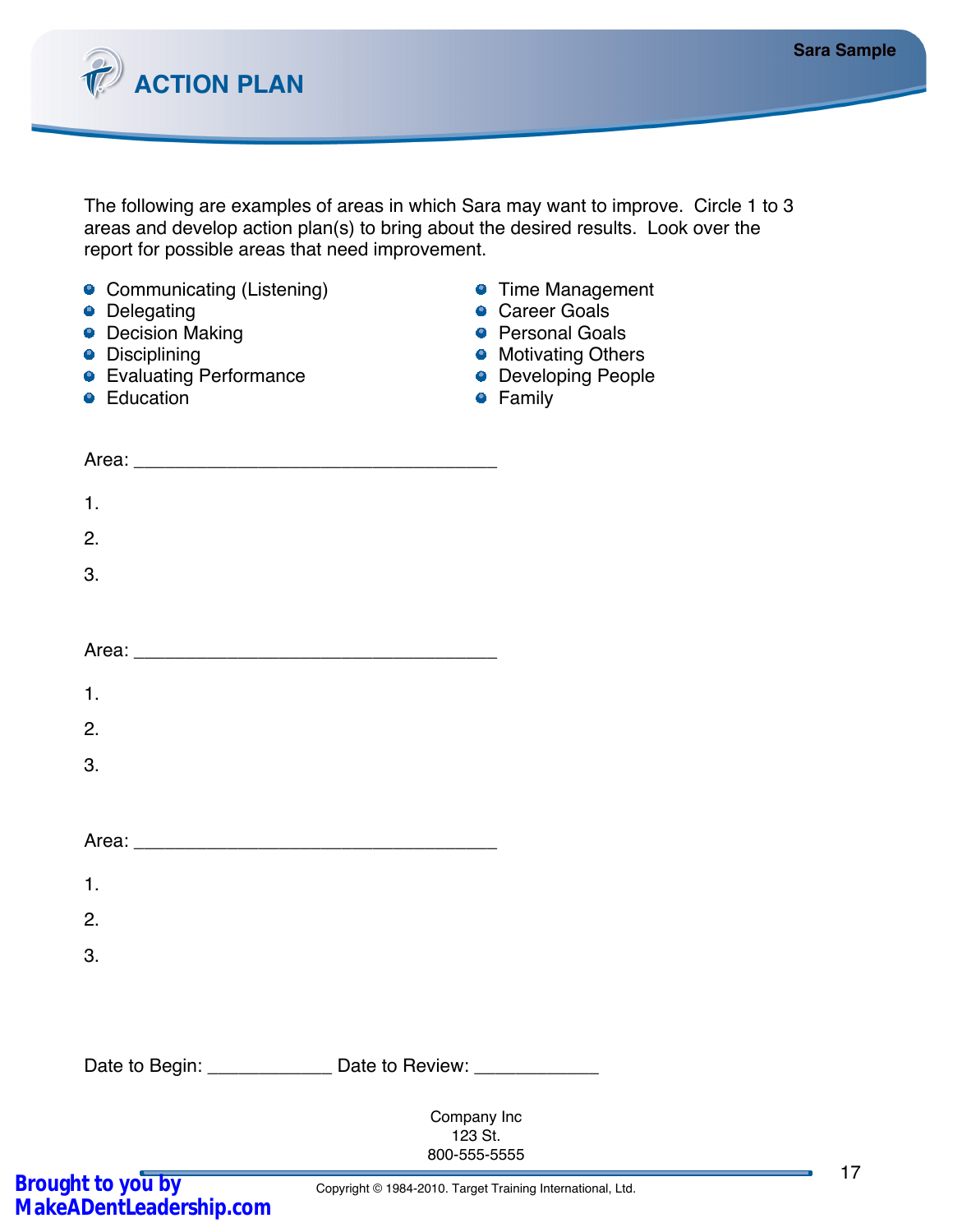# ACTION PLAN

The following are examples of areas in which Sara may want to improve. Circle 1 to 3 areas and develop action plan(s) to bring about the desired results. Look over the report for possible areas that need improvement.

- Communicating (Listening)
- Delegating
- Decision Making
- Disciplining
- Evaluating Performance
- Education
- Time Management
- Career Goals
- Personal Goals
- Motivating Others
- Developing People
- Family

Area: ___________________________________

1.

2.

3.

Area: ___________________________________

1.

2.

3.

Area: ___________________________________

1.

2.

3.

Date to Begin: ____________ Date to Review: ____________

Company Inc
123 St.
800-555-5555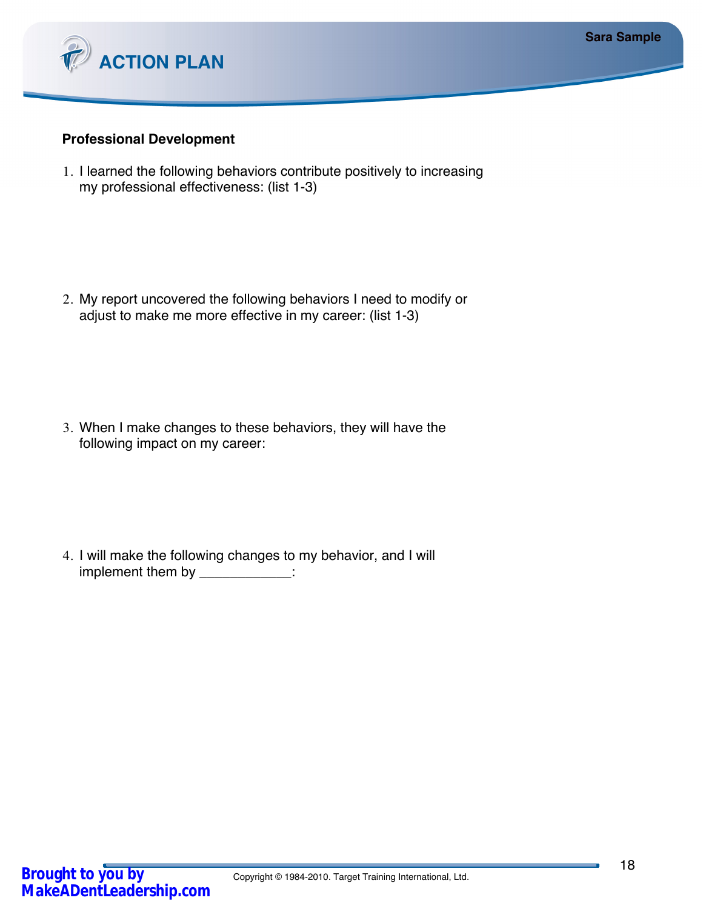# ACTION PLAN

## Professional Development

1. I learned the following behaviors contribute positively to increasing my professional effectiveness: (list 1-3)

2. My report uncovered the following behaviors I need to modify or adjust to make me more effective in my career: (list 1-3)

3. When I make changes to these behaviors, they will have the following impact on my career:

4. I will make the following changes to my behavior, and I will implement them by ____________: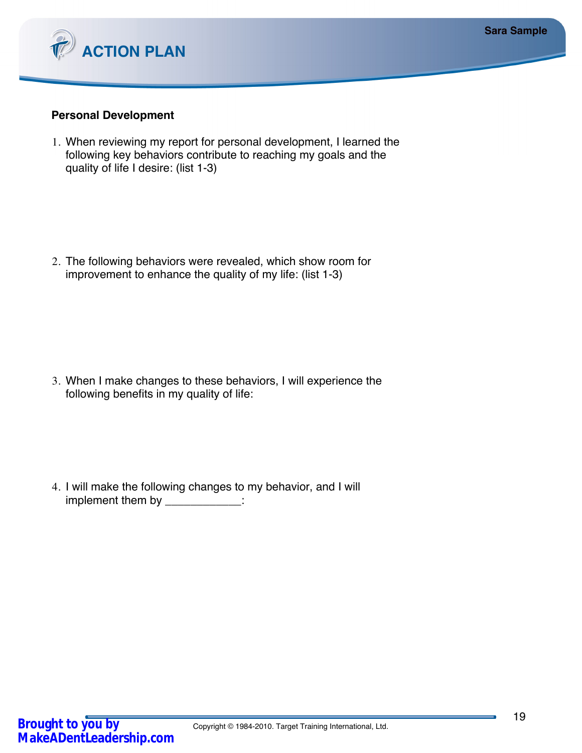# ACTION PLAN

**Personal Development**

1. When reviewing my report for personal development, I learned the following key behaviors contribute to reaching my goals and the quality of life I desire: (list 1-3)

2. The following behaviors were revealed, which show room for improvement to enhance the quality of my life: (list 1-3)

3. When I make changes to these behaviors, I will experience the following benefits in my quality of life:

4. I will make the following changes to my behavior, and I will implement them by ____________: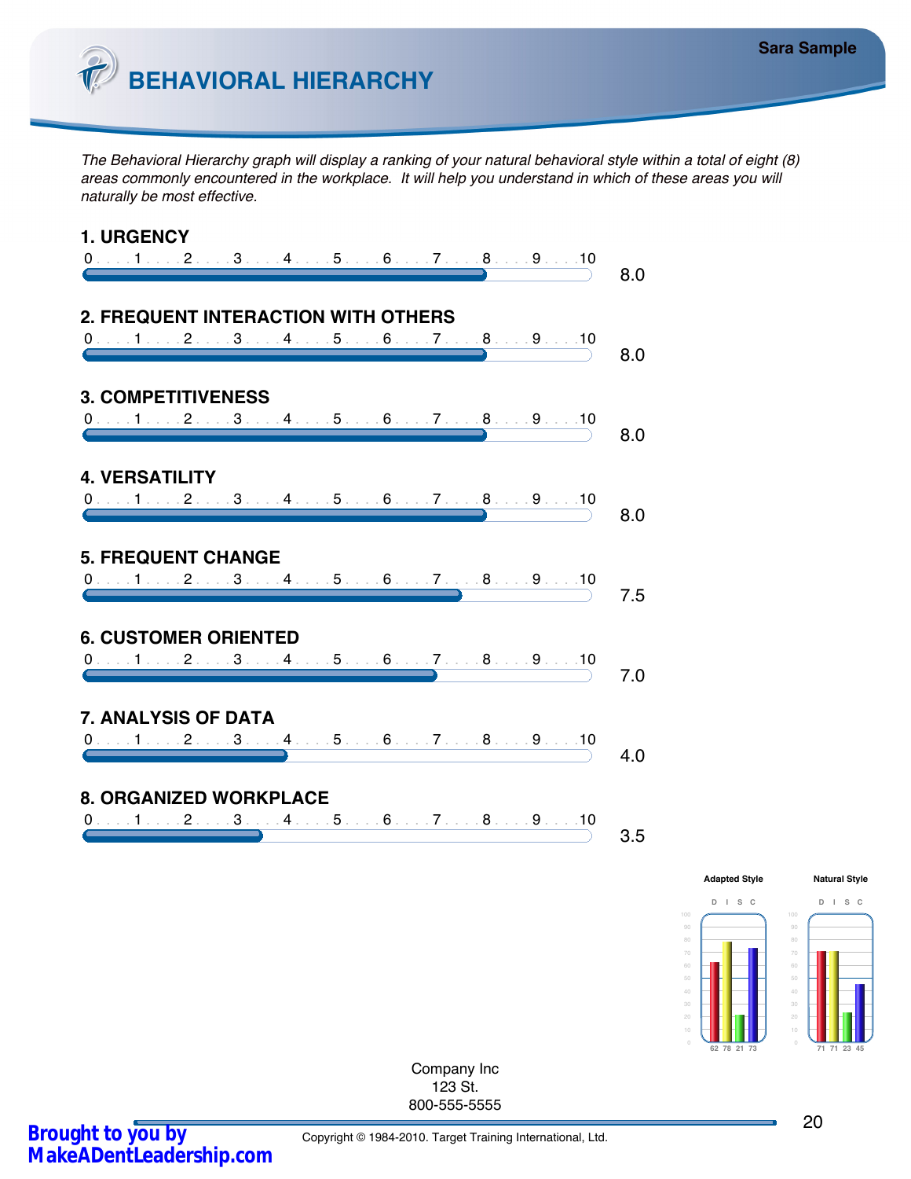# BEHAVIORAL HIERARCHY

Sara Sample

*The Behavioral Hierarchy graph will display a ranking of your natural behavioral style within a total of eight (8) areas commonly encountered in the workplace. It will help you understand in which of these areas you will naturally be most effective.*

**1. URGENCY**

0 . . . 1 . . . 2 . . . 3 . . . 4 . . . 5 . . . 6 . . . 7 . . . 8 . . . 9 . . . 10

8.0

**2. FREQUENT INTERACTION WITH OTHERS**

0 . . . 1 . . . 2 . . . 3 . . . 4 . . . 5 . . . 6 . . . 7 . . . 8 . . . 9 . . . 10

8.0

**3. COMPETITIVENESS**

0 . . . 1 . . . 2 . . . 3 . . . 4 . . . 5 . . . 6 . . . 7 . . . 8 . . . 9 . . . 10

8.0

**4. VERSATILITY**

0 . . . 1 . . . 2 . . . 3 . . . 4 . . . 5 . . . 6 . . . 7 . . . 8 . . . 9 . . . 10

8.0

**5. FREQUENT CHANGE**

0 . . . 1 . . . 2 . . . 3 . . . 4 . . . 5 . . . 6 . . . 7 . . . 8 . . . 9 . . . 10

7.5

**6. CUSTOMER ORIENTED**

0 . . . 1 . . . 2 . . . 3 . . . 4 . . . 5 . . . 6 . . . 7 . . . 8 . . . 9 . . . 10

7.0

**7. ANALYSIS OF DATA**

0 . . . 1 . . . 2 . . . 3 . . . 4 . . . 5 . . . 6 . . . 7 . . . 8 . . . 9 . . . 10

4.0

**8. ORGANIZED WORKPLACE**

0 . . . 1 . . . 2 . . . 3 . . . 4 . . . 5 . . . 6 . . . 7 . . . 8 . . . 9 . . . 10

3.5

| | D | I | S | C |
|---|---|---|---|---|
| Adapted Style | 62 | 78 | 21 | 73 |
| Natural Style | 71 | 71 | 23 | 45 |

Company Inc
123 St.
800-555-5555

Copyright © 1984-2010. Target Training International, Ltd.

**Brought to you by MakeADentLeadership.com**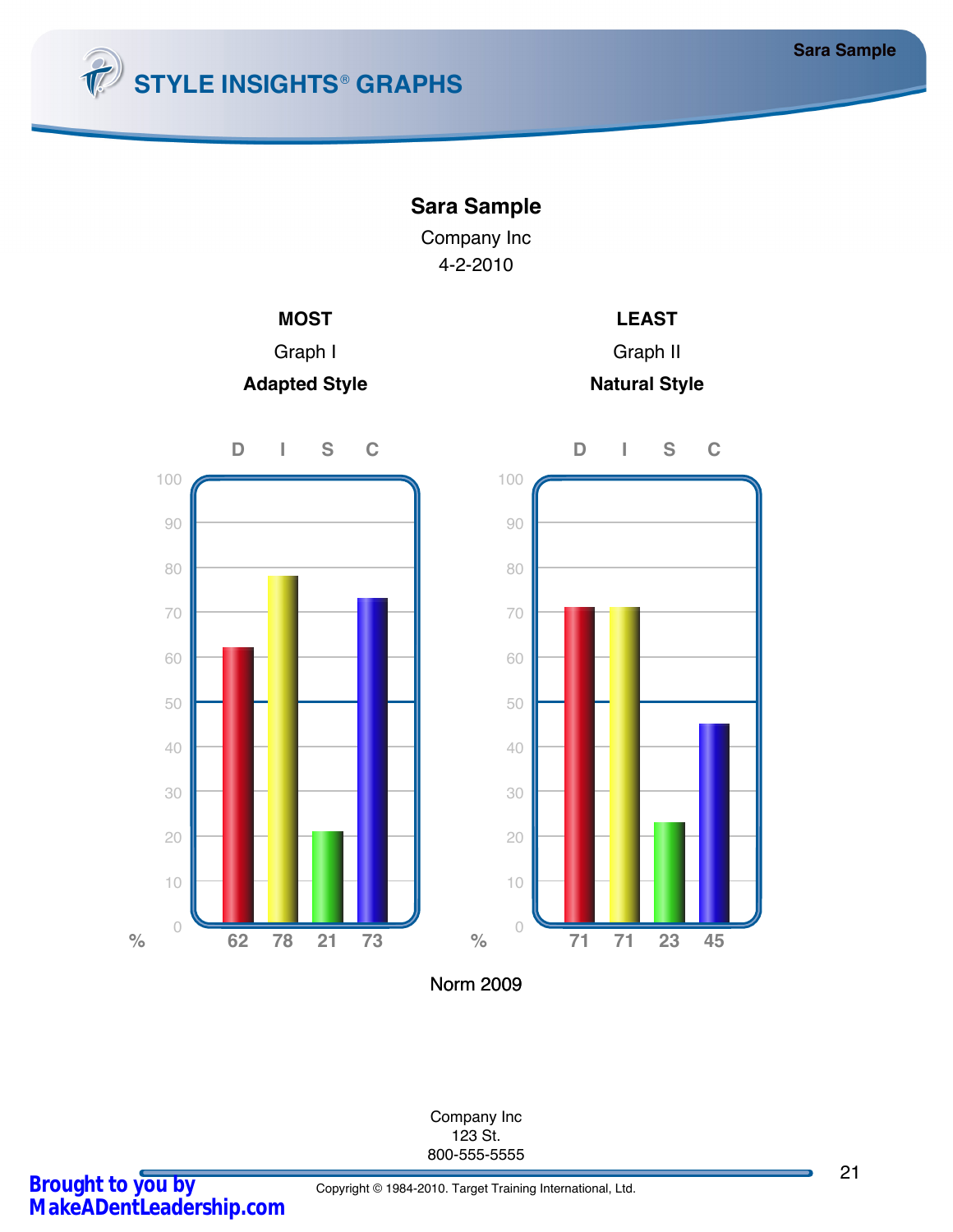# STYLE INSIGHTS® GRAPHS

**Sara Sample**

Company Inc

4-2-2010

| **MOST** | **LEAST** |
|---|---|
| Graph I | Graph II |
| **Adapted Style** | **Natural Style** |

| | D | I | S | C |
|---|---|---|---|---|
| Graph I (Adapted Style) % | 62 | 78 | 21 | 73 |
| Graph II (Natural Style) % | 71 | 71 | 23 | 45 |

Norm 2009

Company Inc
123 St.
800-555-5555

Copyright © 1984-2010. Target Training International, Ltd.

**Brought to you by MakeADentLeadership.com**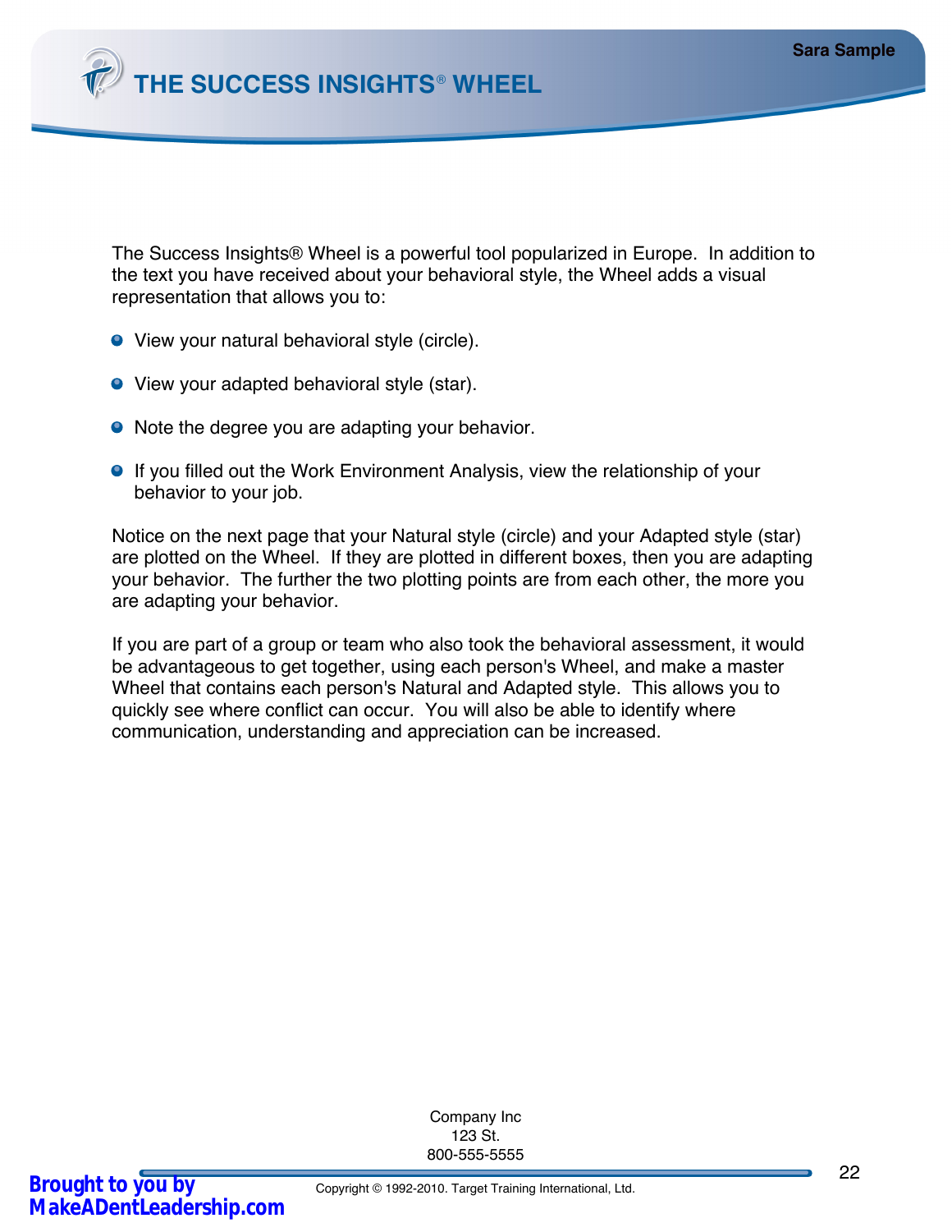# THE SUCCESS INSIGHTS® WHEEL

The Success Insights® Wheel is a powerful tool popularized in Europe. In addition to the text you have received about your behavioral style, the Wheel adds a visual representation that allows you to:

- View your natural behavioral style (circle).
- View your adapted behavioral style (star).
- Note the degree you are adapting your behavior.
- If you filled out the Work Environment Analysis, view the relationship of your behavior to your job.

Notice on the next page that your Natural style (circle) and your Adapted style (star) are plotted on the Wheel. If they are plotted in different boxes, then you are adapting your behavior. The further the two plotting points are from each other, the more you are adapting your behavior.

If you are part of a group or team who also took the behavioral assessment, it would be advantageous to get together, using each person's Wheel, and make a master Wheel that contains each person's Natural and Adapted style. This allows you to quickly see where conflict can occur. You will also be able to identify where communication, understanding and appreciation can be increased.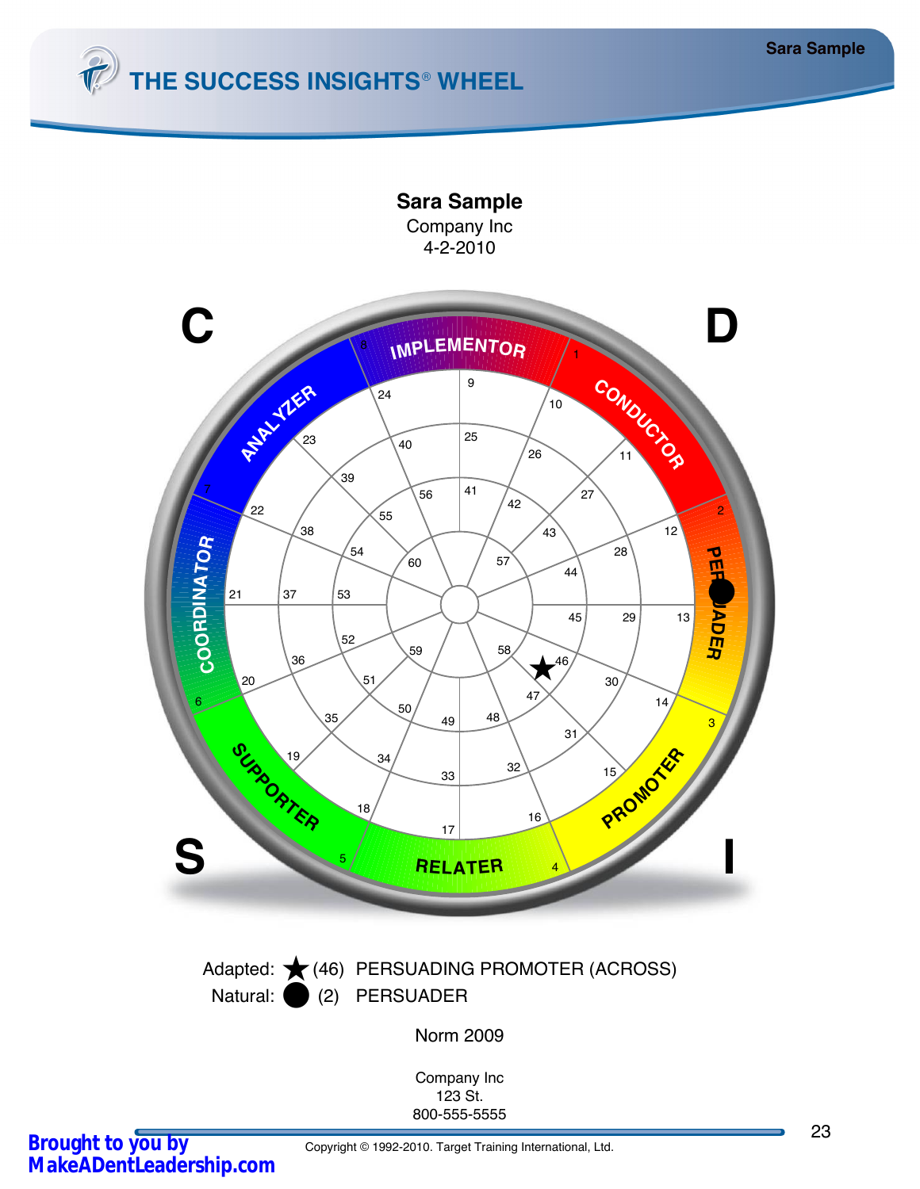# THE SUCCESS INSIGHTS® WHEEL

**Sara Sample**
Company Inc
4-2-2010

C

D

S

I

IMPLEMENTOR
CONDUCTOR
PERSUADER
PROMOTER
RELATER
SUPPORTER
COORDINATOR
ANALYZER

Adapted: ★ (46) PERSUADING PROMOTER (ACROSS)

Natural: ● (2) PERSUADER

Norm 2009

Company Inc
123 St.
800-555-5555

Brought to you by
MakeADentLeadership.com

Copyright © 1992-2010. Target Training International, Ltd.